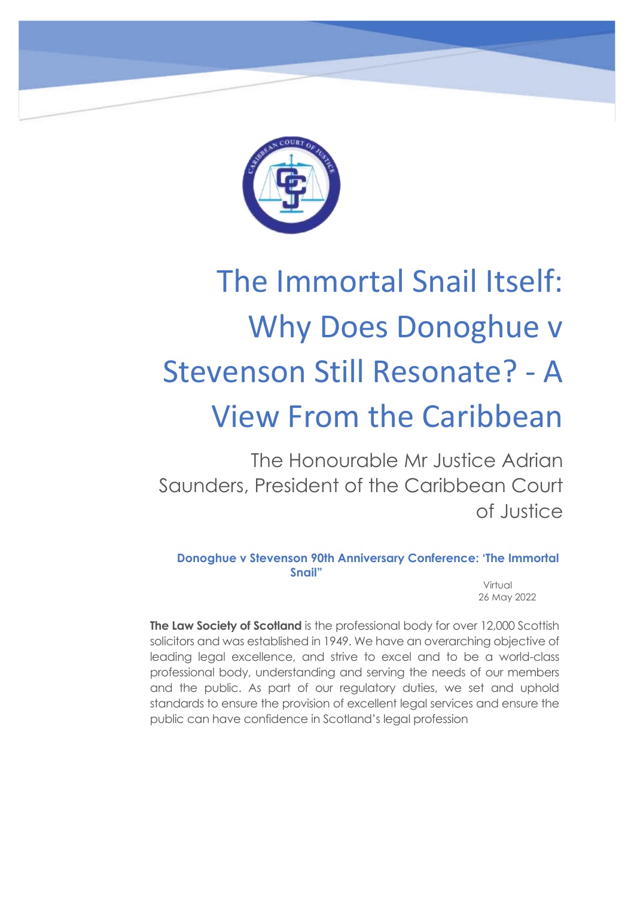# The Immortal Snail Itself: Why Does Donoghue v Stevenson Still Resonate? - A View From the Caribbean

The Honourable Mr Justice Adrian Saunders, President of the Caribbean Court of Justice

**Donoghue v Stevenson 90th Anniversary Conference: 'The Immortal Snail"**

Virtual
26 May 2022

**The Law Society of Scotland** is the professional body for over 12,000 Scottish solicitors and was established in 1949. We have an overarching objective of leading legal excellence, and strive to excel and to be a world-class professional body, understanding and serving the needs of our members and the public. As part of our regulatory duties, we set and uphold standards to ensure the provision of excellent legal services and ensure the public can have confidence in Scotland's legal profession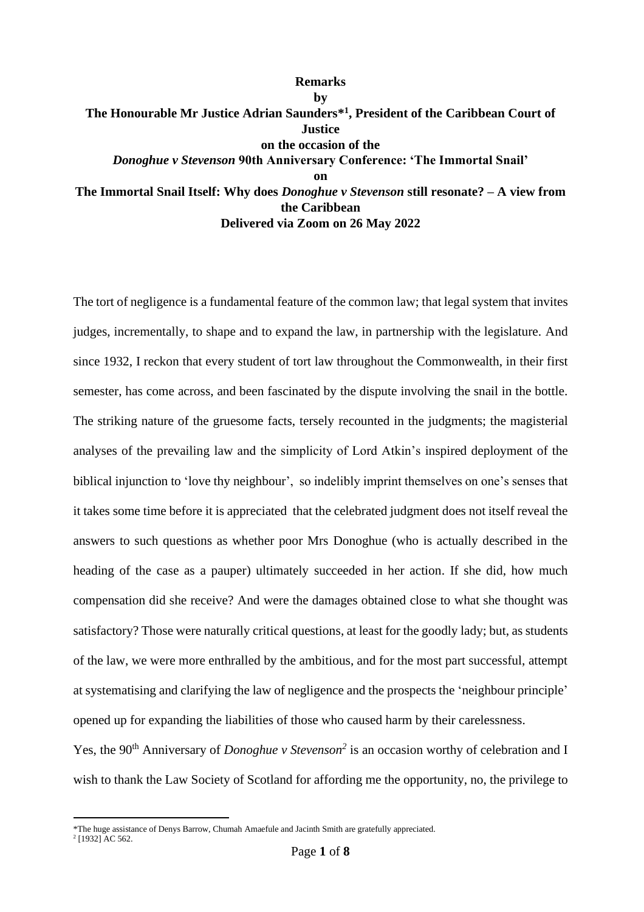**Remarks**

**by**

**The Honourable Mr Justice Adrian Saunders*[1], President of the Caribbean Court of Justice**

**on the occasion of the**

***Donoghue v Stevenson* 90th Anniversary Conference: 'The Immortal Snail'**

**on**

**The Immortal Snail Itself: Why does *Donoghue v Stevenson* still resonate? – A view from the Caribbean**

**Delivered via Zoom on 26 May 2022**

The tort of negligence is a fundamental feature of the common law; that legal system that invites judges, incrementally, to shape and to expand the law, in partnership with the legislature. And since 1932, I reckon that every student of tort law throughout the Commonwealth, in their first semester, has come across, and been fascinated by the dispute involving the snail in the bottle. The striking nature of the gruesome facts, tersely recounted in the judgments; the magisterial analyses of the prevailing law and the simplicity of Lord Atkin's inspired deployment of the biblical injunction to 'love thy neighbour', so indelibly imprint themselves on one's senses that it takes some time before it is appreciated that the celebrated judgment does not itself reveal the answers to such questions as whether poor Mrs Donoghue (who is actually described in the heading of the case as a pauper) ultimately succeeded in her action. If she did, how much compensation did she receive? And were the damages obtained close to what she thought was satisfactory? Those were naturally critical questions, at least for the goodly lady; but, as students of the law, we were more enthralled by the ambitious, and for the most part successful, attempt at systematising and clarifying the law of negligence and the prospects the 'neighbour principle' opened up for expanding the liabilities of those who caused harm by their carelessness.

Yes, the 90th Anniversary of *Donoghue v Stevenson*[2] is an occasion worthy of celebration and I wish to thank the Law Society of Scotland for affording me the opportunity, no, the privilege to

---

*The huge assistance of Denys Barrow, Chumah Amaefule and Jacinth Smith are gratefully appreciated.

[2] [1932] AC 562.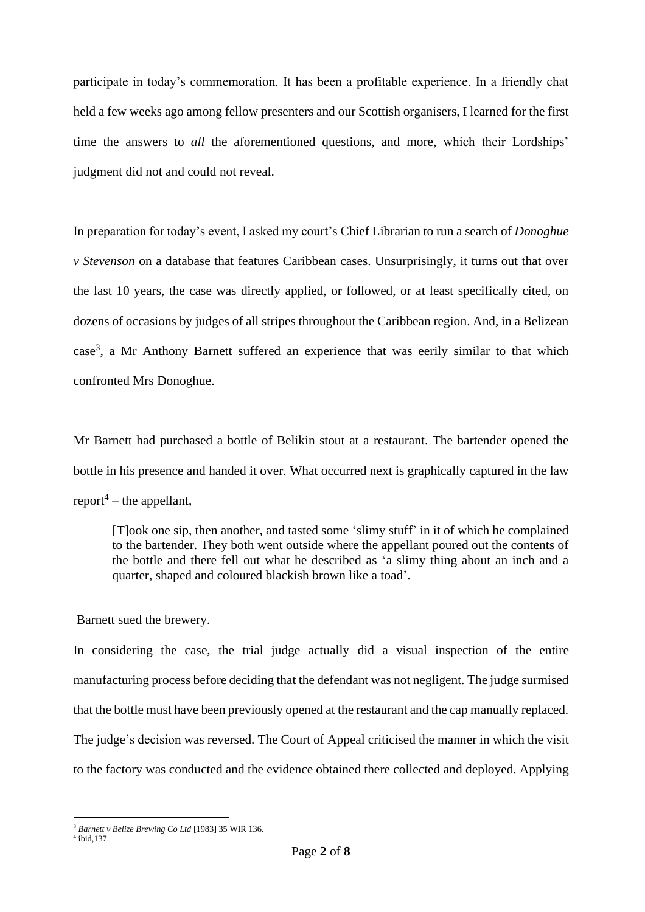participate in today's commemoration. It has been a profitable experience. In a friendly chat held a few weeks ago among fellow presenters and our Scottish organisers, I learned for the first time the answers to *all* the aforementioned questions, and more, which their Lordships' judgment did not and could not reveal.

In preparation for today's event, I asked my court's Chief Librarian to run a search of *Donoghue v Stevenson* on a database that features Caribbean cases. Unsurprisingly, it turns out that over the last 10 years, the case was directly applied, or followed, or at least specifically cited, on dozens of occasions by judges of all stripes throughout the Caribbean region. And, in a Belizean case[3], a Mr Anthony Barnett suffered an experience that was eerily similar to that which confronted Mrs Donoghue.

Mr Barnett had purchased a bottle of Belikin stout at a restaurant. The bartender opened the bottle in his presence and handed it over. What occurred next is graphically captured in the law report[4] – the appellant,

> [T]ook one sip, then another, and tasted some 'slimy stuff' in it of which he complained to the bartender. They both went outside where the appellant poured out the contents of the bottle and there fell out what he described as 'a slimy thing about an inch and a quarter, shaped and coloured blackish brown like a toad'.

Barnett sued the brewery.

In considering the case, the trial judge actually did a visual inspection of the entire manufacturing process before deciding that the defendant was not negligent. The judge surmised that the bottle must have been previously opened at the restaurant and the cap manually replaced. The judge's decision was reversed. The Court of Appeal criticised the manner in which the visit to the factory was conducted and the evidence obtained there collected and deployed. Applying

---

[3] *Barnett v Belize Brewing Co Ltd* [1983] 35 WIR 136.

[4] ibid,137.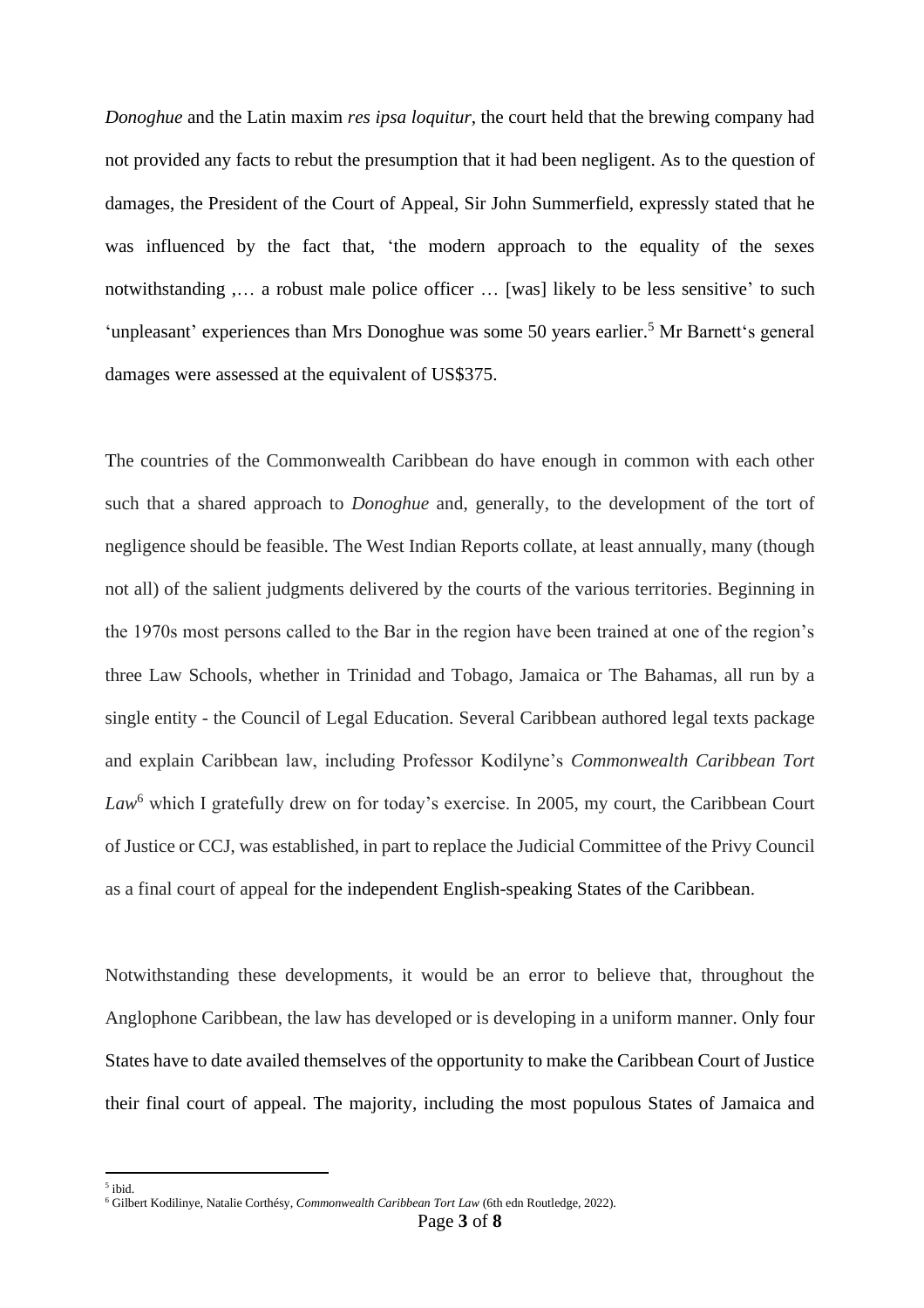*Donoghue* and the Latin maxim *res ipsa loquitur*, the court held that the brewing company had not provided any facts to rebut the presumption that it had been negligent. As to the question of damages, the President of the Court of Appeal, Sir John Summerfield, expressly stated that he was influenced by the fact that, 'the modern approach to the equality of the sexes notwithstanding ,… a robust male police officer … [was] likely to be less sensitive' to such 'unpleasant' experiences than Mrs Donoghue was some 50 years earlier.[5] Mr Barnett's general damages were assessed at the equivalent of US$375.

The countries of the Commonwealth Caribbean do have enough in common with each other such that a shared approach to *Donoghue* and, generally, to the development of the tort of negligence should be feasible. The West Indian Reports collate, at least annually, many (though not all) of the salient judgments delivered by the courts of the various territories. Beginning in the 1970s most persons called to the Bar in the region have been trained at one of the region's three Law Schools, whether in Trinidad and Tobago, Jamaica or The Bahamas, all run by a single entity - the Council of Legal Education. Several Caribbean authored legal texts package and explain Caribbean law, including Professor Kodilyne's *Commonwealth Caribbean Tort Law*[6] which I gratefully drew on for today's exercise. In 2005, my court, the Caribbean Court of Justice or CCJ, was established, in part to replace the Judicial Committee of the Privy Council as a final court of appeal for the independent English-speaking States of the Caribbean.

Notwithstanding these developments, it would be an error to believe that, throughout the Anglophone Caribbean, the law has developed or is developing in a uniform manner. Only four States have to date availed themselves of the opportunity to make the Caribbean Court of Justice their final court of appeal. The majority, including the most populous States of Jamaica and

[5] ibid.

[6] Gilbert Kodilinye, Natalie Corthésy, *Commonwealth Caribbean Tort Law* (6th edn Routledge, 2022).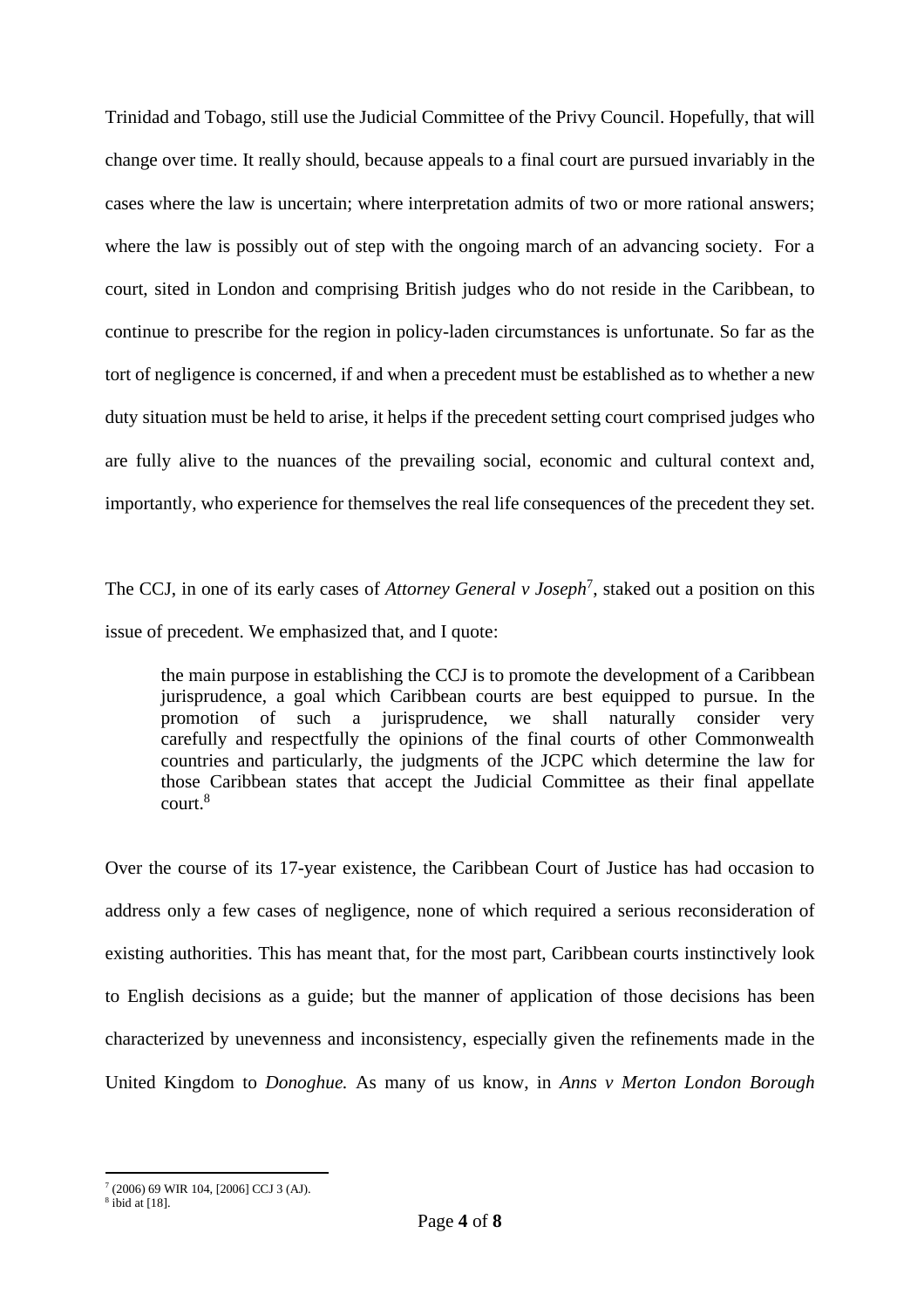Trinidad and Tobago, still use the Judicial Committee of the Privy Council. Hopefully, that will change over time. It really should, because appeals to a final court are pursued invariably in the cases where the law is uncertain; where interpretation admits of two or more rational answers; where the law is possibly out of step with the ongoing march of an advancing society. For a court, sited in London and comprising British judges who do not reside in the Caribbean, to continue to prescribe for the region in policy-laden circumstances is unfortunate. So far as the tort of negligence is concerned, if and when a precedent must be established as to whether a new duty situation must be held to arise, it helps if the precedent setting court comprised judges who are fully alive to the nuances of the prevailing social, economic and cultural context and, importantly, who experience for themselves the real life consequences of the precedent they set.

The CCJ, in one of its early cases of *Attorney General v Joseph*[7], staked out a position on this issue of precedent. We emphasized that, and I quote:

> the main purpose in establishing the CCJ is to promote the development of a Caribbean jurisprudence, a goal which Caribbean courts are best equipped to pursue. In the promotion of such a jurisprudence, we shall naturally consider very carefully and respectfully the opinions of the final courts of other Commonwealth countries and particularly, the judgments of the JCPC which determine the law for those Caribbean states that accept the Judicial Committee as their final appellate court.[8]

Over the course of its 17-year existence, the Caribbean Court of Justice has had occasion to address only a few cases of negligence, none of which required a serious reconsideration of existing authorities. This has meant that, for the most part, Caribbean courts instinctively look to English decisions as a guide; but the manner of application of those decisions has been characterized by unevenness and inconsistency, especially given the refinements made in the United Kingdom to *Donoghue.* As many of us know, in *Anns v Merton London Borough*

---

[7] (2006) 69 WIR 104, [2006] CCJ 3 (AJ).

[8] ibid at [18].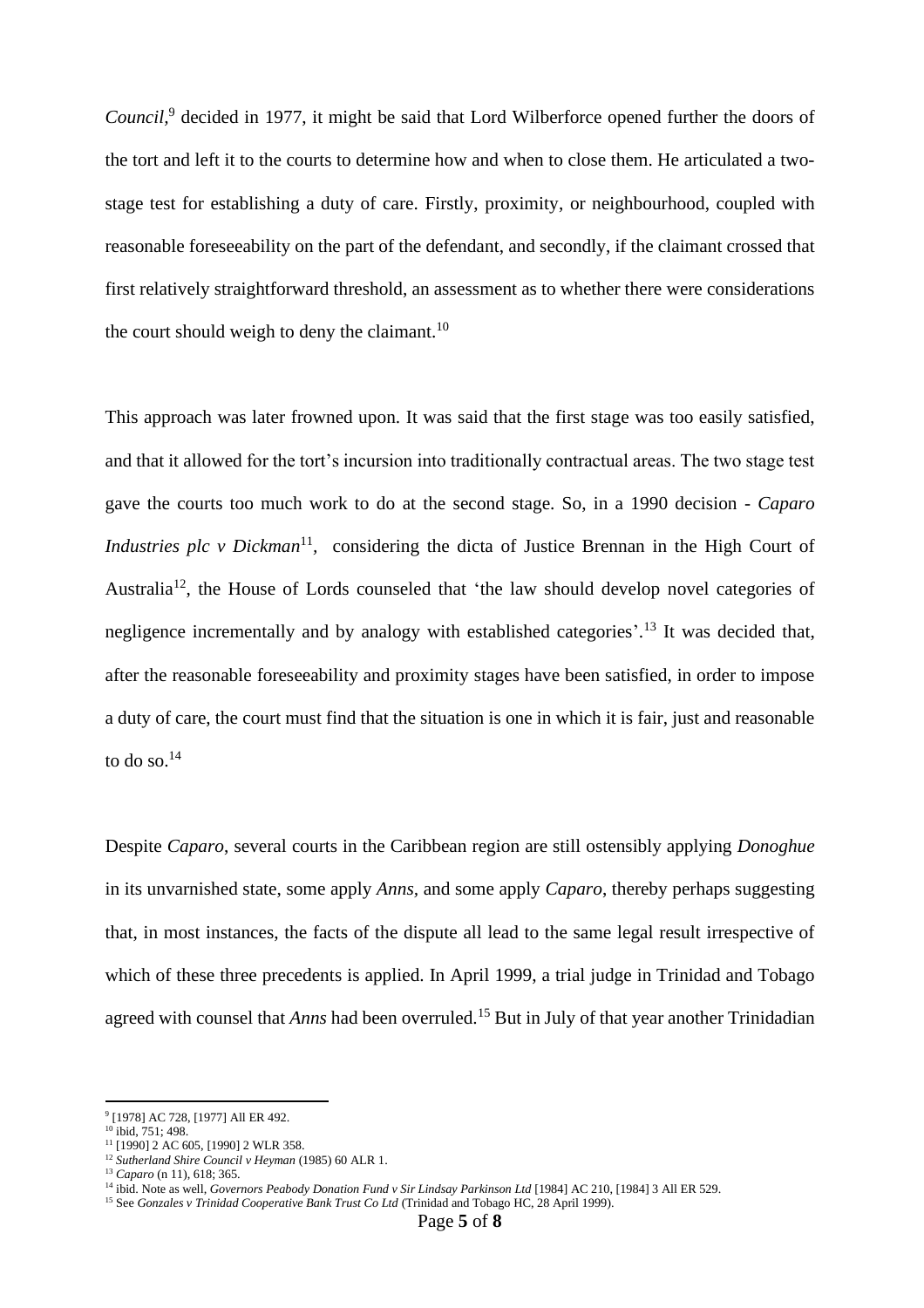*Council*,[9] decided in 1977, it might be said that Lord Wilberforce opened further the doors of the tort and left it to the courts to determine how and when to close them. He articulated a two-stage test for establishing a duty of care. Firstly, proximity, or neighbourhood, coupled with reasonable foreseeability on the part of the defendant, and secondly, if the claimant crossed that first relatively straightforward threshold, an assessment as to whether there were considerations the court should weigh to deny the claimant.[10]

This approach was later frowned upon. It was said that the first stage was too easily satisfied, and that it allowed for the tort's incursion into traditionally contractual areas. The two stage test gave the courts too much work to do at the second stage. So, in a 1990 decision - *Caparo Industries plc v Dickman*[11], considering the dicta of Justice Brennan in the High Court of Australia[12], the House of Lords counseled that 'the law should develop novel categories of negligence incrementally and by analogy with established categories'.[13] It was decided that, after the reasonable foreseeability and proximity stages have been satisfied, in order to impose a duty of care, the court must find that the situation is one in which it is fair, just and reasonable to do so.[14]

Despite *Caparo*, several courts in the Caribbean region are still ostensibly applying *Donoghue* in its unvarnished state, some apply *Anns*, and some apply *Caparo*, thereby perhaps suggesting that, in most instances, the facts of the dispute all lead to the same legal result irrespective of which of these three precedents is applied. In April 1999, a trial judge in Trinidad and Tobago agreed with counsel that *Anns* had been overruled.[15] But in July of that year another Trinidadian

---

[9] [1978] AC 728, [1977] All ER 492.

[10] ibid, 751; 498.

[11] [1990] 2 AC 605, [1990] 2 WLR 358.

[12] *Sutherland Shire Council v Heyman* (1985) 60 ALR 1.

[13] *Caparo* (n 11), 618; 365.

[14] ibid. Note as well, *Governors Peabody Donation Fund v Sir Lindsay Parkinson Ltd* [1984] AC 210, [1984] 3 All ER 529.

[15] See *Gonzales v Trinidad Cooperative Bank Trust Co Ltd* (Trinidad and Tobago HC, 28 April 1999).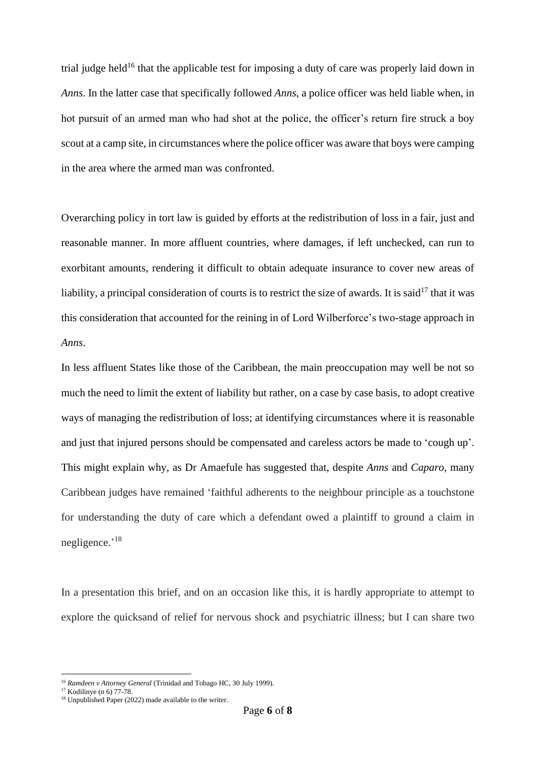trial judge held[16] that the applicable test for imposing a duty of care was properly laid down in *Anns*. In the latter case that specifically followed *Anns*, a police officer was held liable when, in hot pursuit of an armed man who had shot at the police, the officer's return fire struck a boy scout at a camp site, in circumstances where the police officer was aware that boys were camping in the area where the armed man was confronted.

Overarching policy in tort law is guided by efforts at the redistribution of loss in a fair, just and reasonable manner. In more affluent countries, where damages, if left unchecked, can run to exorbitant amounts, rendering it difficult to obtain adequate insurance to cover new areas of liability, a principal consideration of courts is to restrict the size of awards. It is said[17] that it was this consideration that accounted for the reining in of Lord Wilberforce's two-stage approach in *Anns*.

In less affluent States like those of the Caribbean, the main preoccupation may well be not so much the need to limit the extent of liability but rather, on a case by case basis, to adopt creative ways of managing the redistribution of loss; at identifying circumstances where it is reasonable and just that injured persons should be compensated and careless actors be made to 'cough up'. This might explain why, as Dr Amaefule has suggested that, despite *Anns* and *Caparo*, many Caribbean judges have remained 'faithful adherents to the neighbour principle as a touchstone for understanding the duty of care which a defendant owed a plaintiff to ground a claim in negligence.'[18]

In a presentation this brief, and on an occasion like this, it is hardly appropriate to attempt to explore the quicksand of relief for nervous shock and psychiatric illness; but I can share two

---

[16] *Ramdeen v Attorney General* (Trinidad and Tobago HC, 30 July 1999).

[17] Kodilinye (n 6) 77-78.

[18] Unpublished Paper (2022) made available to the writer.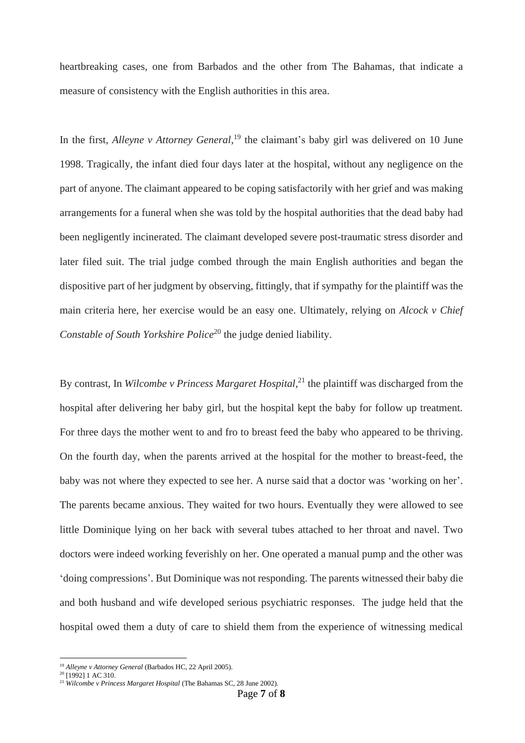heartbreaking cases, one from Barbados and the other from The Bahamas, that indicate a measure of consistency with the English authorities in this area.

In the first, *Alleyne v Attorney General*,[19] the claimant's baby girl was delivered on 10 June 1998. Tragically, the infant died four days later at the hospital, without any negligence on the part of anyone. The claimant appeared to be coping satisfactorily with her grief and was making arrangements for a funeral when she was told by the hospital authorities that the dead baby had been negligently incinerated. The claimant developed severe post-traumatic stress disorder and later filed suit. The trial judge combed through the main English authorities and began the dispositive part of her judgment by observing, fittingly, that if sympathy for the plaintiff was the main criteria here, her exercise would be an easy one. Ultimately, relying on *Alcock v Chief Constable of South Yorkshire Police*[20] the judge denied liability.

By contrast, In *Wilcombe v Princess Margaret Hospital*,[21] the plaintiff was discharged from the hospital after delivering her baby girl, but the hospital kept the baby for follow up treatment. For three days the mother went to and fro to breast feed the baby who appeared to be thriving. On the fourth day, when the parents arrived at the hospital for the mother to breast-feed, the baby was not where they expected to see her. A nurse said that a doctor was 'working on her'. The parents became anxious. They waited for two hours. Eventually they were allowed to see little Dominique lying on her back with several tubes attached to her throat and navel. Two doctors were indeed working feverishly on her. One operated a manual pump and the other was 'doing compressions'. But Dominique was not responding. The parents witnessed their baby die and both husband and wife developed serious psychiatric responses. The judge held that the hospital owed them a duty of care to shield them from the experience of witnessing medical

[19] *Alleyne v Attorney General* (Barbados HC, 22 April 2005).

[20] [1992] 1 AC 310.

[21] *Wilcombe v Princess Margaret Hospital* (The Bahamas SC, 28 June 2002).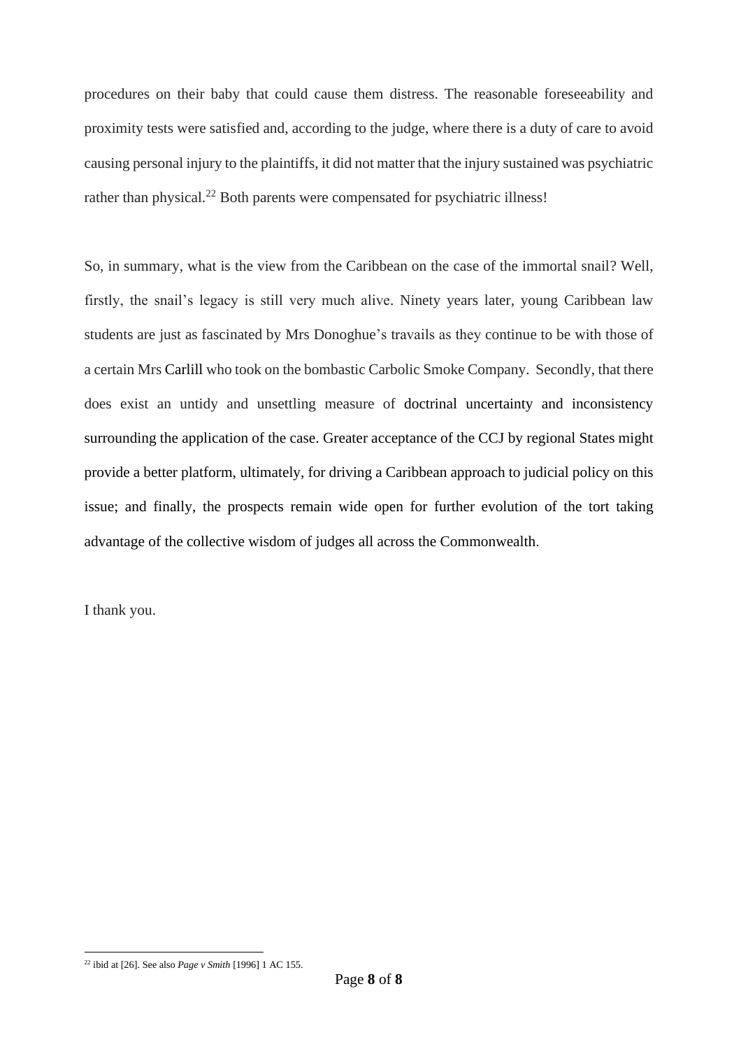procedures on their baby that could cause them distress. The reasonable foreseeability and proximity tests were satisfied and, according to the judge, where there is a duty of care to avoid causing personal injury to the plaintiffs, it did not matter that the injury sustained was psychiatric rather than physical.[22] Both parents were compensated for psychiatric illness!

So, in summary, what is the view from the Caribbean on the case of the immortal snail? Well, firstly, the snail's legacy is still very much alive. Ninety years later, young Caribbean law students are just as fascinated by Mrs Donoghue's travails as they continue to be with those of a certain Mrs Carlill who took on the bombastic Carbolic Smoke Company. Secondly, that there does exist an untidy and unsettling measure of doctrinal uncertainty and inconsistency surrounding the application of the case. Greater acceptance of the CCJ by regional States might provide a better platform, ultimately, for driving a Caribbean approach to judicial policy on this issue; and finally, the prospects remain wide open for further evolution of the tort taking advantage of the collective wisdom of judges all across the Commonwealth.

I thank you.

---

[22] ibid at [26]. See also *Page v Smith* [1996] 1 AC 155.